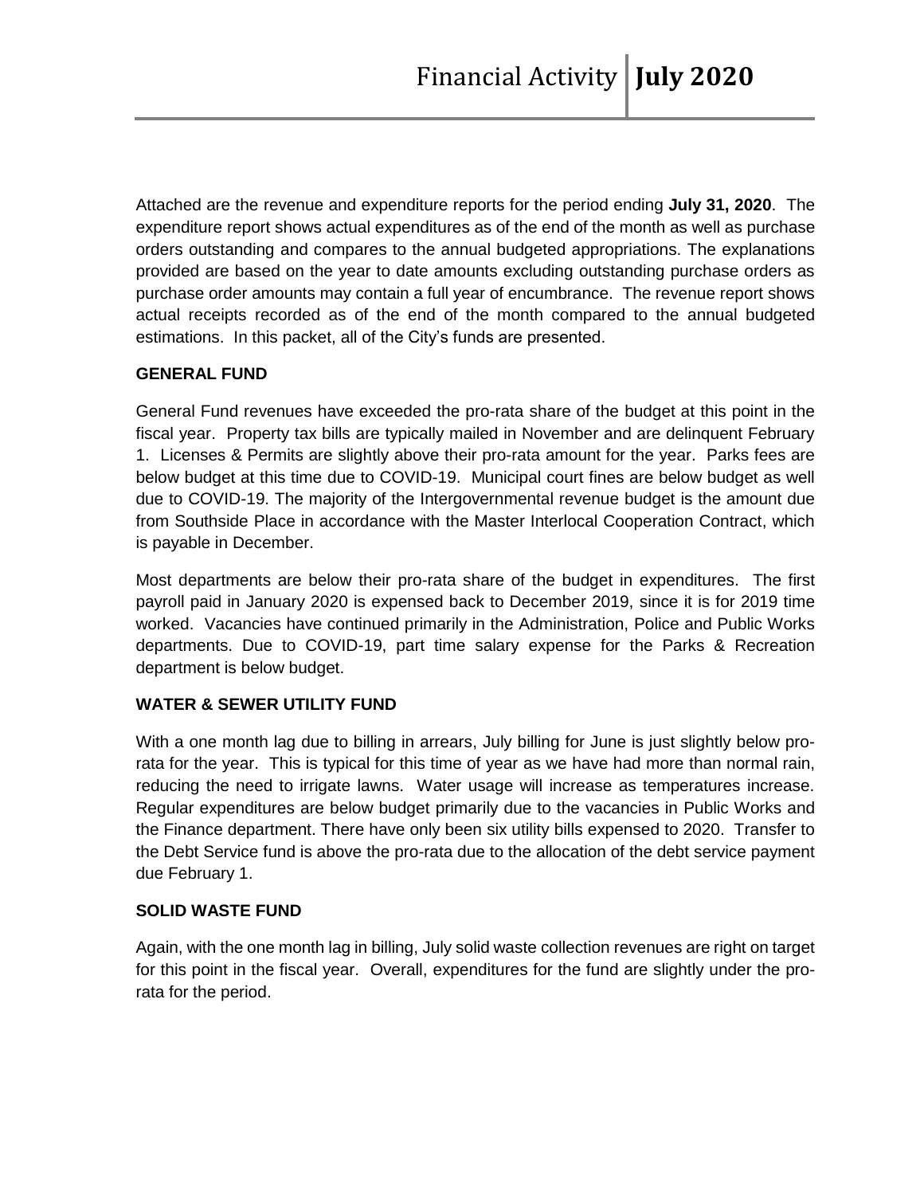# Financial Activity | **July 2020**

Attached are the revenue and expenditure reports for the period ending **July 31, 2020**. The expenditure report shows actual expenditures as of the end of the month as well as purchase orders outstanding and compares to the annual budgeted appropriations. The explanations provided are based on the year to date amounts excluding outstanding purchase orders as purchase order amounts may contain a full year of encumbrance. The revenue report shows actual receipts recorded as of the end of the month compared to the annual budgeted estimations. In this packet, all of the City's funds are presented.

## GENERAL FUND

General Fund revenues have exceeded the pro-rata share of the budget at this point in the fiscal year. Property tax bills are typically mailed in November and are delinquent February 1. Licenses & Permits are slightly above their pro-rata amount for the year. Parks fees are below budget at this time due to COVID-19. Municipal court fines are below budget as well due to COVID-19. The majority of the Intergovernmental revenue budget is the amount due from Southside Place in accordance with the Master Interlocal Cooperation Contract, which is payable in December.

Most departments are below their pro-rata share of the budget in expenditures. The first payroll paid in January 2020 is expensed back to December 2019, since it is for 2019 time worked. Vacancies have continued primarily in the Administration, Police and Public Works departments. Due to COVID-19, part time salary expense for the Parks & Recreation department is below budget.

## WATER & SEWER UTILITY FUND

With a one month lag due to billing in arrears, July billing for June is just slightly below pro-rata for the year. This is typical for this time of year as we have had more than normal rain, reducing the need to irrigate lawns. Water usage will increase as temperatures increase. Regular expenditures are below budget primarily due to the vacancies in Public Works and the Finance department. There have only been six utility bills expensed to 2020. Transfer to the Debt Service fund is above the pro-rata due to the allocation of the debt service payment due February 1.

## SOLID WASTE FUND

Again, with the one month lag in billing, July solid waste collection revenues are right on target for this point in the fiscal year. Overall, expenditures for the fund are slightly under the pro-rata for the period.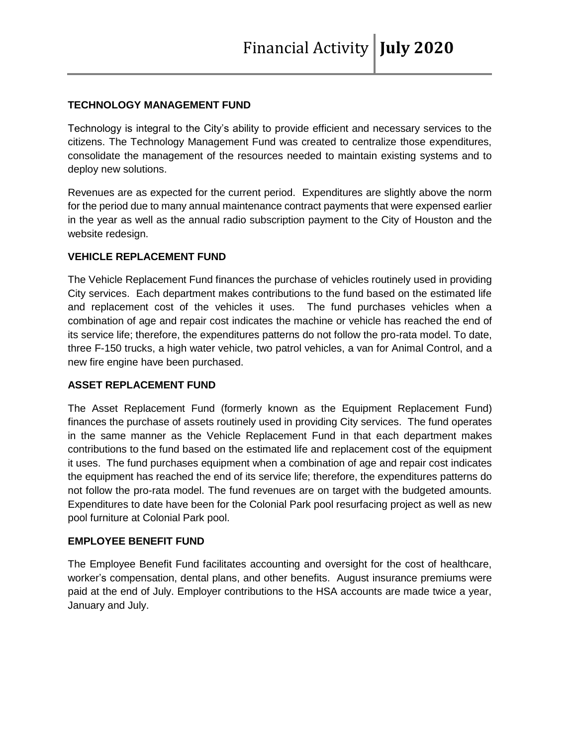## TECHNOLOGY MANAGEMENT FUND

Technology is integral to the City's ability to provide efficient and necessary services to the citizens. The Technology Management Fund was created to centralize those expenditures, consolidate the management of the resources needed to maintain existing systems and to deploy new solutions.

Revenues are as expected for the current period. Expenditures are slightly above the norm for the period due to many annual maintenance contract payments that were expensed earlier in the year as well as the annual radio subscription payment to the City of Houston and the website redesign.

## VEHICLE REPLACEMENT FUND

The Vehicle Replacement Fund finances the purchase of vehicles routinely used in providing City services. Each department makes contributions to the fund based on the estimated life and replacement cost of the vehicles it uses. The fund purchases vehicles when a combination of age and repair cost indicates the machine or vehicle has reached the end of its service life; therefore, the expenditures patterns do not follow the pro-rata model. To date, three F-150 trucks, a high water vehicle, two patrol vehicles, a van for Animal Control, and a new fire engine have been purchased.

## ASSET REPLACEMENT FUND

The Asset Replacement Fund (formerly known as the Equipment Replacement Fund) finances the purchase of assets routinely used in providing City services. The fund operates in the same manner as the Vehicle Replacement Fund in that each department makes contributions to the fund based on the estimated life and replacement cost of the equipment it uses. The fund purchases equipment when a combination of age and repair cost indicates the equipment has reached the end of its service life; therefore, the expenditures patterns do not follow the pro-rata model. The fund revenues are on target with the budgeted amounts. Expenditures to date have been for the Colonial Park pool resurfacing project as well as new pool furniture at Colonial Park pool.

## EMPLOYEE BENEFIT FUND

The Employee Benefit Fund facilitates accounting and oversight for the cost of healthcare, worker's compensation, dental plans, and other benefits. August insurance premiums were paid at the end of July. Employer contributions to the HSA accounts are made twice a year, January and July.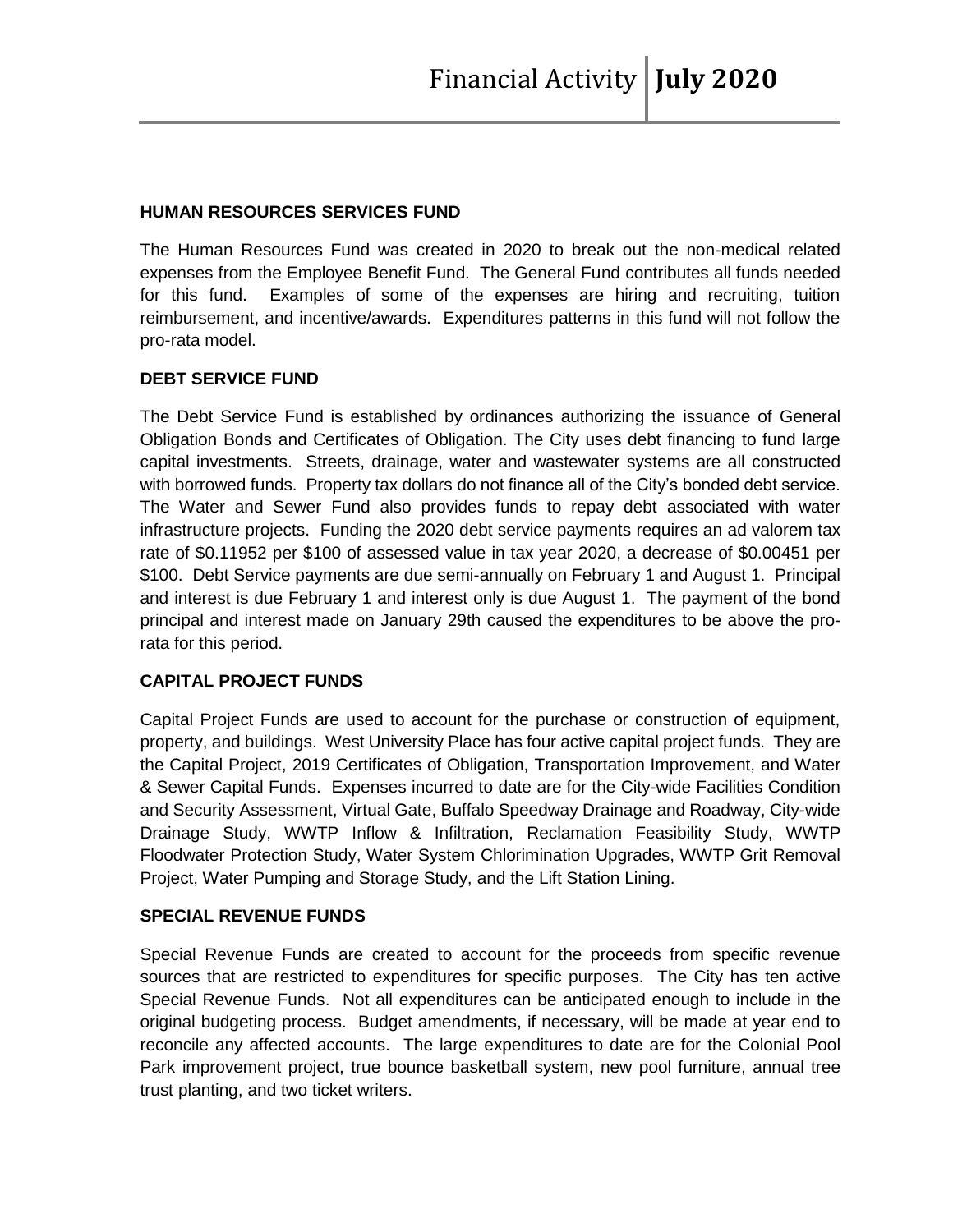## HUMAN RESOURCES SERVICES FUND

The Human Resources Fund was created in 2020 to break out the non-medical related expenses from the Employee Benefit Fund. The General Fund contributes all funds needed for this fund. Examples of some of the expenses are hiring and recruiting, tuition reimbursement, and incentive/awards. Expenditures patterns in this fund will not follow the pro-rata model.

## DEBT SERVICE FUND

The Debt Service Fund is established by ordinances authorizing the issuance of General Obligation Bonds and Certificates of Obligation. The City uses debt financing to fund large capital investments. Streets, drainage, water and wastewater systems are all constructed with borrowed funds. Property tax dollars do not finance all of the City's bonded debt service. The Water and Sewer Fund also provides funds to repay debt associated with water infrastructure projects. Funding the 2020 debt service payments requires an ad valorem tax rate of $0.11952 per $100 of assessed value in tax year 2020, a decrease of $0.00451 per $100. Debt Service payments are due semi-annually on February 1 and August 1. Principal and interest is due February 1 and interest only is due August 1. The payment of the bond principal and interest made on January 29th caused the expenditures to be above the pro-rata for this period.

## CAPITAL PROJECT FUNDS

Capital Project Funds are used to account for the purchase or construction of equipment, property, and buildings. West University Place has four active capital project funds. They are the Capital Project, 2019 Certificates of Obligation, Transportation Improvement, and Water & Sewer Capital Funds. Expenses incurred to date are for the City-wide Facilities Condition and Security Assessment, Virtual Gate, Buffalo Speedway Drainage and Roadway, City-wide Drainage Study, WWTP Inflow & Infiltration, Reclamation Feasibility Study, WWTP Floodwater Protection Study, Water System Chlorimination Upgrades, WWTP Grit Removal Project, Water Pumping and Storage Study, and the Lift Station Lining.

## SPECIAL REVENUE FUNDS

Special Revenue Funds are created to account for the proceeds from specific revenue sources that are restricted to expenditures for specific purposes. The City has ten active Special Revenue Funds. Not all expenditures can be anticipated enough to include in the original budgeting process. Budget amendments, if necessary, will be made at year end to reconcile any affected accounts. The large expenditures to date are for the Colonial Pool Park improvement project, true bounce basketball system, new pool furniture, annual tree trust planting, and two ticket writers.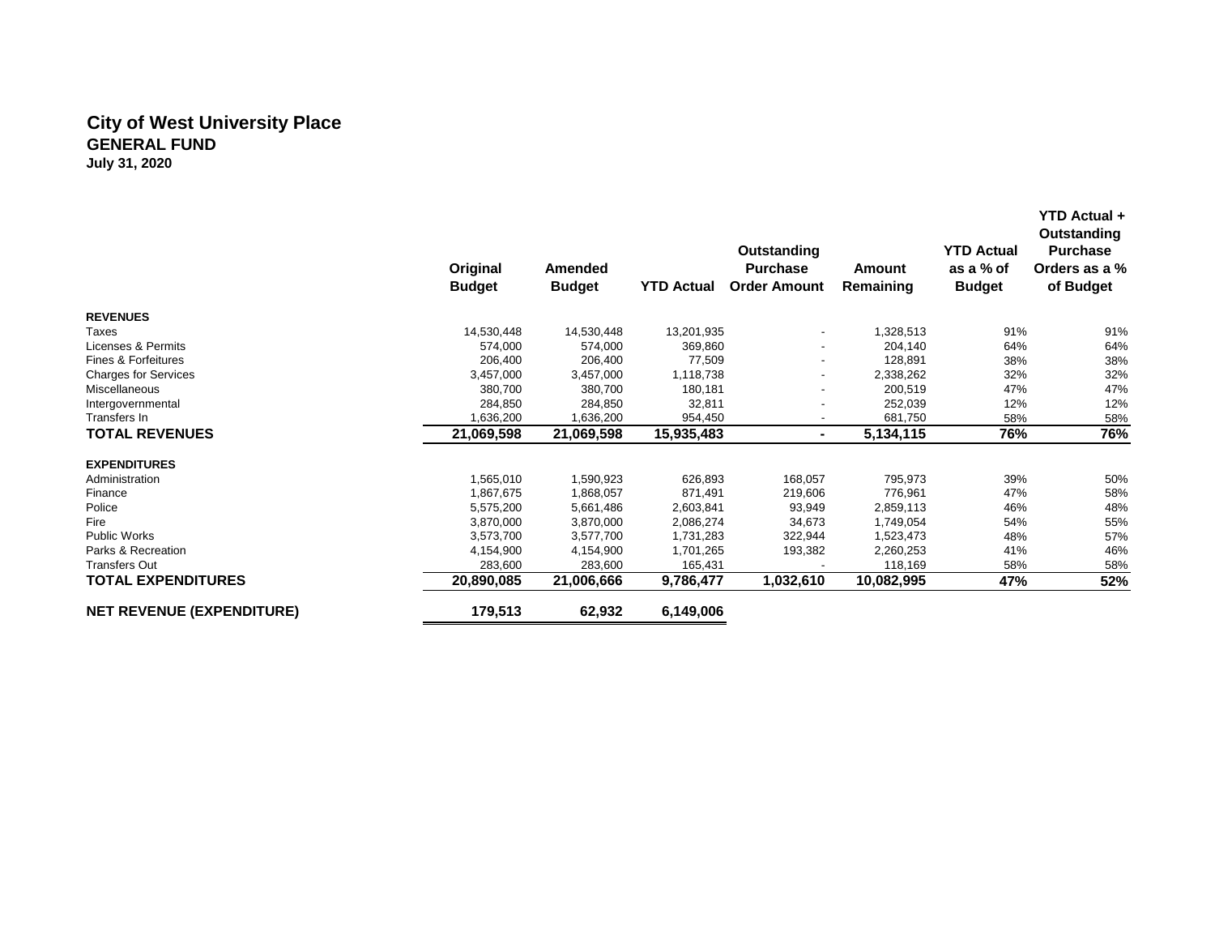# City of West University Place
## GENERAL FUND
### July 31, 2020

| | Original Budget | Amended Budget | YTD Actual | Outstanding Purchase Order Amount | Amount Remaining | YTD Actual as a % of Budget | YTD Actual + Outstanding Purchase Orders as a % of Budget |
|---|---|---|---|---|---|---|---|
| **REVENUES** | | | | | | | |
| Taxes | 14,530,448 | 14,530,448 | 13,201,935 | - | 1,328,513 | 91% | 91% |
| Licenses & Permits | 574,000 | 574,000 | 369,860 | - | 204,140 | 64% | 64% |
| Fines & Forfeitures | 206,400 | 206,400 | 77,509 | - | 128,891 | 38% | 38% |
| Charges for Services | 3,457,000 | 3,457,000 | 1,118,738 | - | 2,338,262 | 32% | 32% |
| Miscellaneous | 380,700 | 380,700 | 180,181 | - | 200,519 | 47% | 47% |
| Intergovernmental | 284,850 | 284,850 | 32,811 | - | 252,039 | 12% | 12% |
| Transfers In | 1,636,200 | 1,636,200 | 954,450 | - | 681,750 | 58% | 58% |
| **TOTAL REVENUES** | **21,069,598** | **21,069,598** | **15,935,483** | **-** | **5,134,115** | **76%** | **76%** |
| **EXPENDITURES** | | | | | | | |
| Administration | 1,565,010 | 1,590,923 | 626,893 | 168,057 | 795,973 | 39% | 50% |
| Finance | 1,867,675 | 1,868,057 | 871,491 | 219,606 | 776,961 | 47% | 58% |
| Police | 5,575,200 | 5,661,486 | 2,603,841 | 93,949 | 2,859,113 | 46% | 48% |
| Fire | 3,870,000 | 3,870,000 | 2,086,274 | 34,673 | 1,749,054 | 54% | 55% |
| Public Works | 3,573,700 | 3,577,700 | 1,731,283 | 322,944 | 1,523,473 | 48% | 57% |
| Parks & Recreation | 4,154,900 | 4,154,900 | 1,701,265 | 193,382 | 2,260,253 | 41% | 46% |
| Transfers Out | 283,600 | 283,600 | 165,431 | - | 118,169 | 58% | 58% |
| **TOTAL EXPENDITURES** | **20,890,085** | **21,006,666** | **9,786,477** | **1,032,610** | **10,082,995** | **47%** | **52%** |
| **NET REVENUE (EXPENDITURE)** | **179,513** | **62,932** | **6,149,006** | | | | |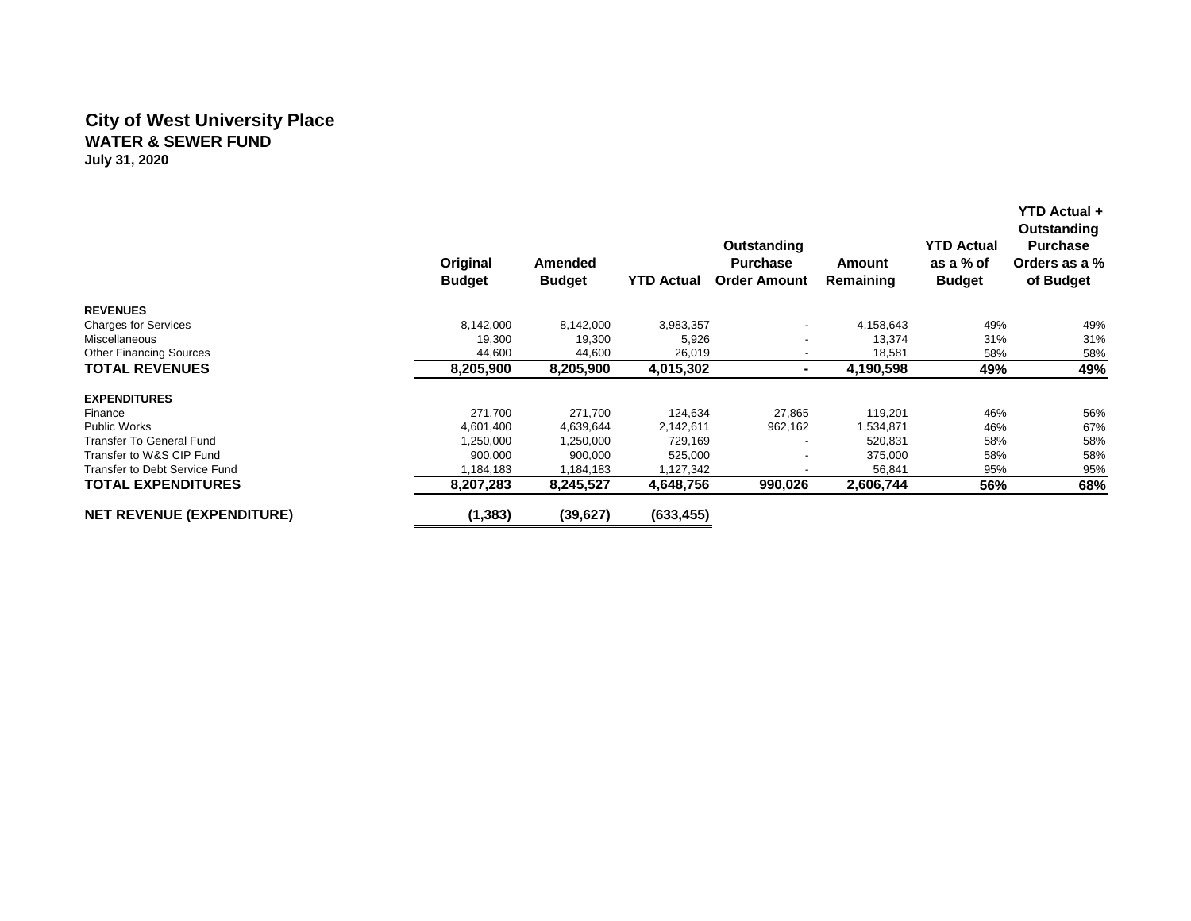# City of West University Place

## WATER & SEWER FUND

**July 31, 2020**

| | Original Budget | Amended Budget | YTD Actual | Outstanding Purchase Order Amount | Amount Remaining | YTD Actual as a % of Budget | YTD Actual + Outstanding Purchase Orders as a % of Budget |
|---|---|---|---|---|---|---|---|
| **REVENUES** | | | | | | | |
| Charges for Services | 8,142,000 | 8,142,000 | 3,983,357 | - | 4,158,643 | 49% | 49% |
| Miscellaneous | 19,300 | 19,300 | 5,926 | - | 13,374 | 31% | 31% |
| Other Financing Sources | 44,600 | 44,600 | 26,019 | - | 18,581 | 58% | 58% |
| **TOTAL REVENUES** | **8,205,900** | **8,205,900** | **4,015,302** | **-** | **4,190,598** | **49%** | **49%** |
| **EXPENDITURES** | | | | | | | |
| Finance | 271,700 | 271,700 | 124,634 | 27,865 | 119,201 | 46% | 56% |
| Public Works | 4,601,400 | 4,639,644 | 2,142,611 | 962,162 | 1,534,871 | 46% | 67% |
| Transfer To General Fund | 1,250,000 | 1,250,000 | 729,169 | - | 520,831 | 58% | 58% |
| Transfer to W&S CIP Fund | 900,000 | 900,000 | 525,000 | - | 375,000 | 58% | 58% |
| Transfer to Debt Service Fund | 1,184,183 | 1,184,183 | 1,127,342 | - | 56,841 | 95% | 95% |
| **TOTAL EXPENDITURES** | **8,207,283** | **8,245,527** | **4,648,756** | **990,026** | **2,606,744** | **56%** | **68%** |
| **NET REVENUE (EXPENDITURE)** | **(1,383)** | **(39,627)** | **(633,455)** | | | | |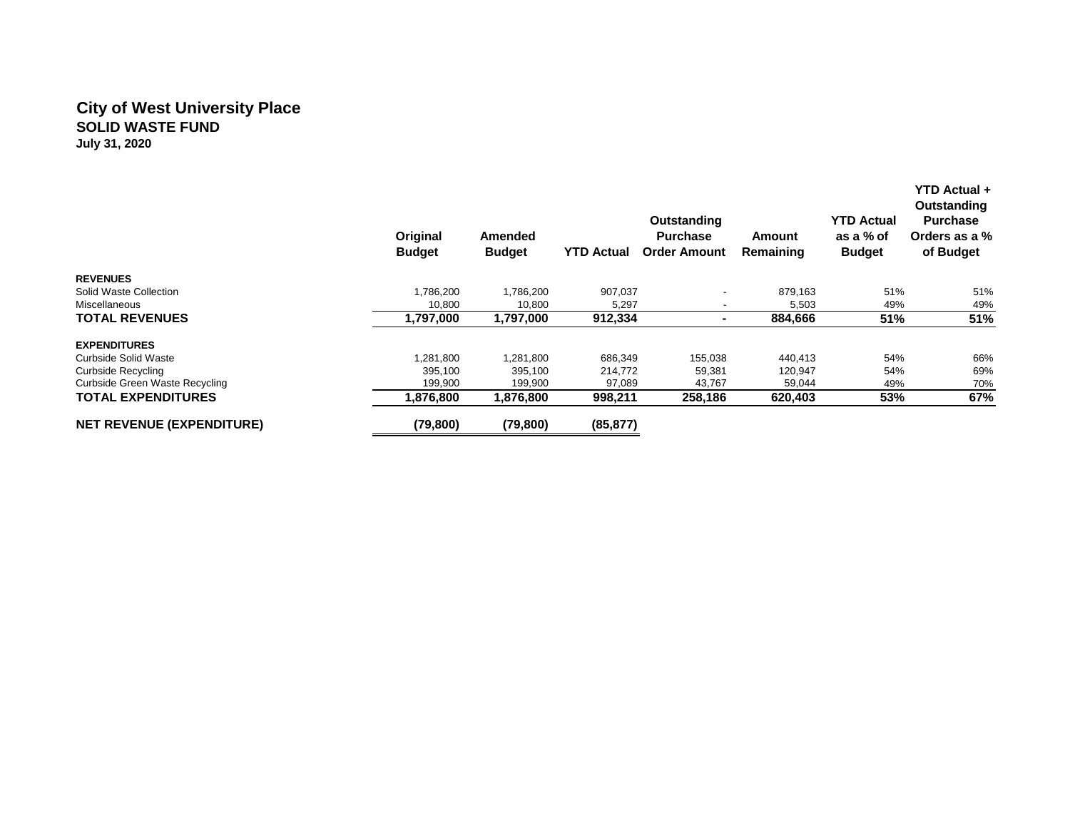# City of West University Place

## SOLID WASTE FUND

**July 31, 2020**

| | Original Budget | Amended Budget | YTD Actual | Outstanding Purchase Order Amount | Amount Remaining | YTD Actual as a % of Budget | YTD Actual + Outstanding Purchase Orders as a % of Budget |
|---|---|---|---|---|---|---|---|
| **REVENUES** | | | | | | | |
| Solid Waste Collection | 1,786,200 | 1,786,200 | 907,037 | - | 879,163 | 51% | 51% |
| Miscellaneous | 10,800 | 10,800 | 5,297 | - | 5,503 | 49% | 49% |
| **TOTAL REVENUES** | **1,797,000** | **1,797,000** | **912,334** | **-** | **884,666** | **51%** | **51%** |
| **EXPENDITURES** | | | | | | | |
| Curbside Solid Waste | 1,281,800 | 1,281,800 | 686,349 | 155,038 | 440,413 | 54% | 66% |
| Curbside Recycling | 395,100 | 395,100 | 214,772 | 59,381 | 120,947 | 54% | 69% |
| Curbside Green Waste Recycling | 199,900 | 199,900 | 97,089 | 43,767 | 59,044 | 49% | 70% |
| **TOTAL EXPENDITURES** | **1,876,800** | **1,876,800** | **998,211** | **258,186** | **620,403** | **53%** | **67%** |
| **NET REVENUE (EXPENDITURE)** | **(79,800)** | **(79,800)** | **(85,877)** | | | | |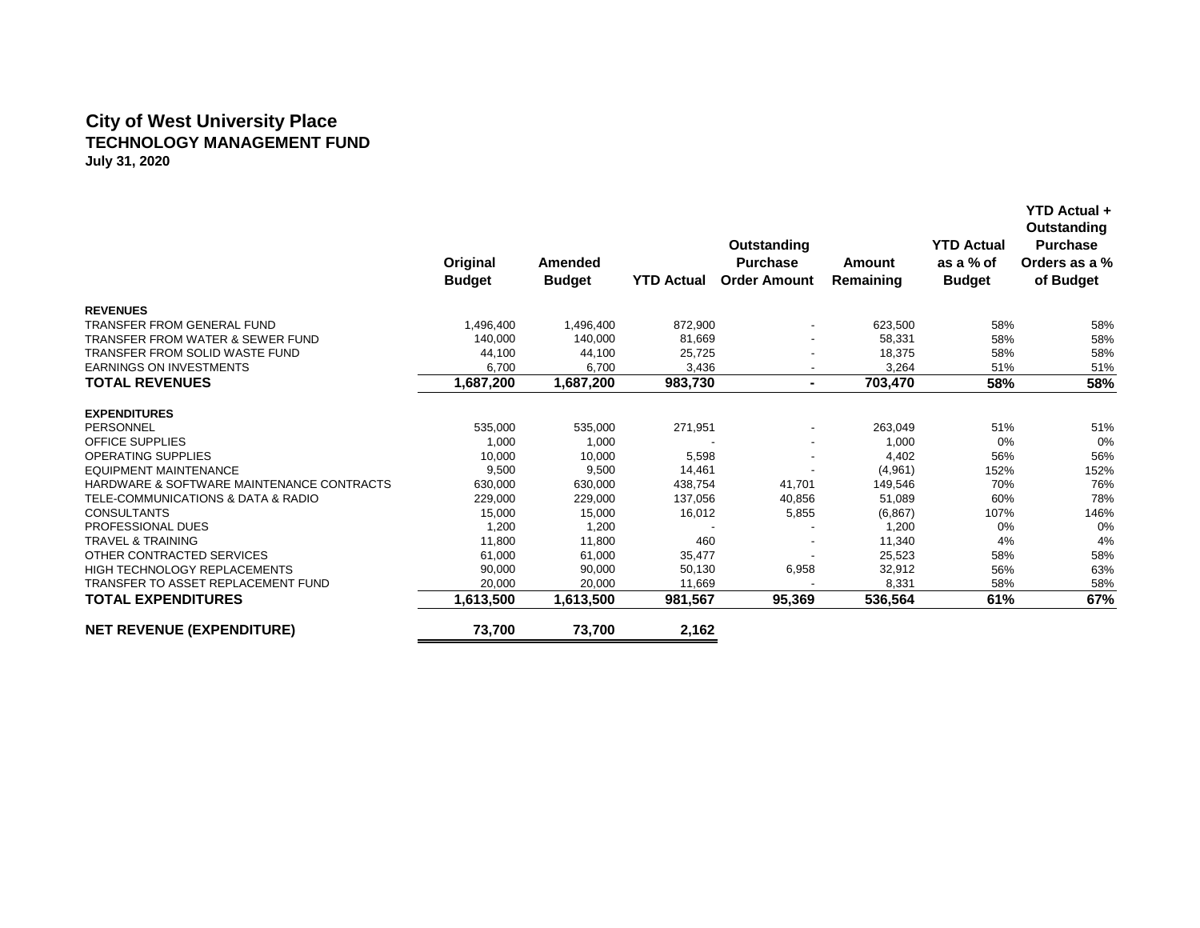# City of West University Place

## TECHNOLOGY MANAGEMENT FUND

**July 31, 2020**

| | Original Budget | Amended Budget | YTD Actual | Outstanding Purchase Order Amount | Amount Remaining | YTD Actual as a % of Budget | YTD Actual + Outstanding Purchase Orders as a % of Budget |
|---|---|---|---|---|---|---|---|
| **REVENUES** | | | | | | | |
| TRANSFER FROM GENERAL FUND | 1,496,400 | 1,496,400 | 872,900 | - | 623,500 | 58% | 58% |
| TRANSFER FROM WATER & SEWER FUND | 140,000 | 140,000 | 81,669 | - | 58,331 | 58% | 58% |
| TRANSFER FROM SOLID WASTE FUND | 44,100 | 44,100 | 25,725 | - | 18,375 | 58% | 58% |
| EARNINGS ON INVESTMENTS | 6,700 | 6,700 | 3,436 | - | 3,264 | 51% | 51% |
| **TOTAL REVENUES** | **1,687,200** | **1,687,200** | **983,730** | **-** | **703,470** | **58%** | **58%** |
| **EXPENDITURES** | | | | | | | |
| PERSONNEL | 535,000 | 535,000 | 271,951 | - | 263,049 | 51% | 51% |
| OFFICE SUPPLIES | 1,000 | 1,000 | - | - | 1,000 | 0% | 0% |
| OPERATING SUPPLIES | 10,000 | 10,000 | 5,598 | - | 4,402 | 56% | 56% |
| EQUIPMENT MAINTENANCE | 9,500 | 9,500 | 14,461 | - | (4,961) | 152% | 152% |
| HARDWARE & SOFTWARE MAINTENANCE CONTRACTS | 630,000 | 630,000 | 438,754 | 41,701 | 149,546 | 70% | 76% |
| TELE-COMMUNICATIONS & DATA & RADIO | 229,000 | 229,000 | 137,056 | 40,856 | 51,089 | 60% | 78% |
| CONSULTANTS | 15,000 | 15,000 | 16,012 | 5,855 | (6,867) | 107% | 146% |
| PROFESSIONAL DUES | 1,200 | 1,200 | - | - | 1,200 | 0% | 0% |
| TRAVEL & TRAINING | 11,800 | 11,800 | 460 | - | 11,340 | 4% | 4% |
| OTHER CONTRACTED SERVICES | 61,000 | 61,000 | 35,477 | - | 25,523 | 58% | 58% |
| HIGH TECHNOLOGY REPLACEMENTS | 90,000 | 90,000 | 50,130 | 6,958 | 32,912 | 56% | 63% |
| TRANSFER TO ASSET REPLACEMENT FUND | 20,000 | 20,000 | 11,669 | - | 8,331 | 58% | 58% |
| **TOTAL EXPENDITURES** | **1,613,500** | **1,613,500** | **981,567** | **95,369** | **536,564** | **61%** | **67%** |
| **NET REVENUE (EXPENDITURE)** | **73,700** | **73,700** | **2,162** | | | | |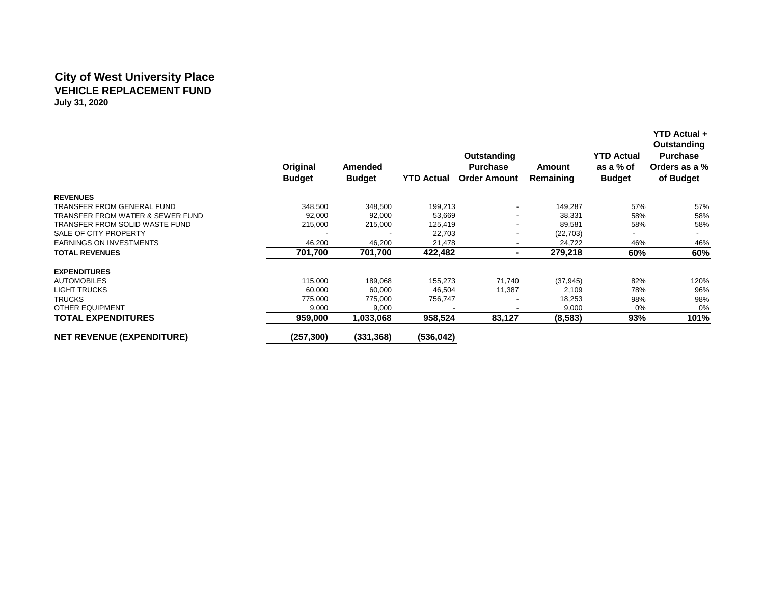# City of West University Place
## VEHICLE REPLACEMENT FUND
**July 31, 2020**

| | Original Budget | Amended Budget | YTD Actual | Outstanding Purchase Order Amount | Amount Remaining | YTD Actual as a % of Budget | YTD Actual + Outstanding Purchase Orders as a % of Budget |
|---|---|---|---|---|---|---|---|
| **REVENUES** | | | | | | | |
| TRANSFER FROM GENERAL FUND | 348,500 | 348,500 | 199,213 | - | 149,287 | 57% | 57% |
| TRANSFER FROM WATER & SEWER FUND | 92,000 | 92,000 | 53,669 | - | 38,331 | 58% | 58% |
| TRANSFER FROM SOLID WASTE FUND | 215,000 | 215,000 | 125,419 | - | 89,581 | 58% | 58% |
| SALE OF CITY PROPERTY | - | - | 22,703 | - | (22,703) | - | - |
| EARNINGS ON INVESTMENTS | 46,200 | 46,200 | 21,478 | - | 24,722 | 46% | 46% |
| **TOTAL REVENUES** | **701,700** | **701,700** | **422,482** | **-** | **279,218** | **60%** | **60%** |
| **EXPENDITURES** | | | | | | | |
| AUTOMOBILES | 115,000 | 189,068 | 155,273 | 71,740 | (37,945) | 82% | 120% |
| LIGHT TRUCKS | 60,000 | 60,000 | 46,504 | 11,387 | 2,109 | 78% | 96% |
| TRUCKS | 775,000 | 775,000 | 756,747 | - | 18,253 | 98% | 98% |
| OTHER EQUIPMENT | 9,000 | 9,000 | - | - | 9,000 | 0% | 0% |
| **TOTAL EXPENDITURES** | **959,000** | **1,033,068** | **958,524** | **83,127** | **(8,583)** | **93%** | **101%** |
| **NET REVENUE (EXPENDITURE)** | **(257,300)** | **(331,368)** | **(536,042)** | | | | |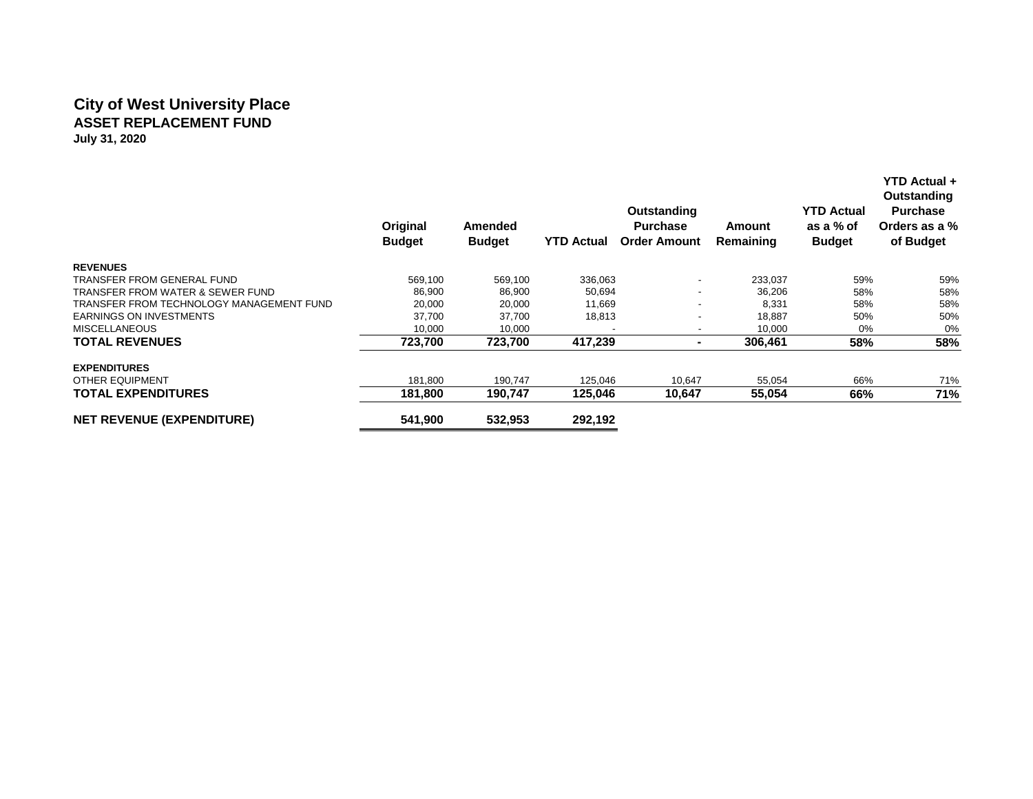# City of West University Place

## ASSET REPLACEMENT FUND

**July 31, 2020**

| | Original Budget | Amended Budget | YTD Actual | Outstanding Purchase Order Amount | Amount Remaining | YTD Actual as a % of Budget | YTD Actual + Outstanding Purchase Orders as a % of Budget |
|---|---|---|---|---|---|---|---|
| **REVENUES** | | | | | | | |
| TRANSFER FROM GENERAL FUND | 569,100 | 569,100 | 336,063 | - | 233,037 | 59% | 59% |
| TRANSFER FROM WATER & SEWER FUND | 86,900 | 86,900 | 50,694 | - | 36,206 | 58% | 58% |
| TRANSFER FROM TECHNOLOGY MANAGEMENT FUND | 20,000 | 20,000 | 11,669 | - | 8,331 | 58% | 58% |
| EARNINGS ON INVESTMENTS | 37,700 | 37,700 | 18,813 | - | 18,887 | 50% | 50% |
| MISCELLANEOUS | 10,000 | 10,000 | - | - | 10,000 | 0% | 0% |
| **TOTAL REVENUES** | **723,700** | **723,700** | **417,239** | **-** | **306,461** | **58%** | **58%** |
| **EXPENDITURES** | | | | | | | |
| OTHER EQUIPMENT | 181,800 | 190,747 | 125,046 | 10,647 | 55,054 | 66% | 71% |
| **TOTAL EXPENDITURES** | **181,800** | **190,747** | **125,046** | **10,647** | **55,054** | **66%** | **71%** |
| **NET REVENUE (EXPENDITURE)** | **541,900** | **532,953** | **292,192** | | | | |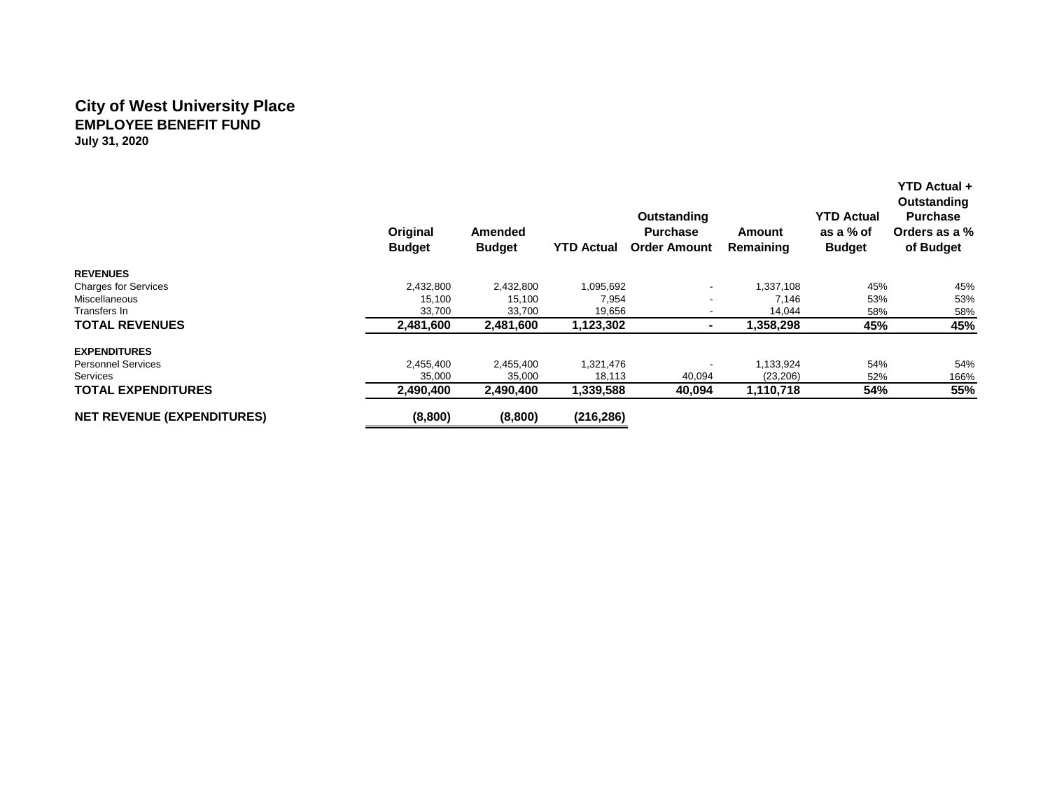# City of West University Place

## EMPLOYEE BENEFIT FUND

**July 31, 2020**

| | Original Budget | Amended Budget | YTD Actual | Outstanding Purchase Order Amount | Amount Remaining | YTD Actual as a % of Budget | YTD Actual + Outstanding Purchase Orders as a % of Budget |
|---|---|---|---|---|---|---|---|
| **REVENUES** | | | | | | | |
| Charges for Services | 2,432,800 | 2,432,800 | 1,095,692 | - | 1,337,108 | 45% | 45% |
| Miscellaneous | 15,100 | 15,100 | 7,954 | - | 7,146 | 53% | 53% |
| Transfers In | 33,700 | 33,700 | 19,656 | - | 14,044 | 58% | 58% |
| **TOTAL REVENUES** | **2,481,600** | **2,481,600** | **1,123,302** | **-** | **1,358,298** | **45%** | **45%** |
| **EXPENDITURES** | | | | | | | |
| Personnel Services | 2,455,400 | 2,455,400 | 1,321,476 | - | 1,133,924 | 54% | 54% |
| Services | 35,000 | 35,000 | 18,113 | 40,094 | (23,206) | 52% | 166% |
| **TOTAL EXPENDITURES** | **2,490,400** | **2,490,400** | **1,339,588** | **40,094** | **1,110,718** | **54%** | **55%** |
| **NET REVENUE (EXPENDITURES)** | **(8,800)** | **(8,800)** | **(216,286)** | | | | |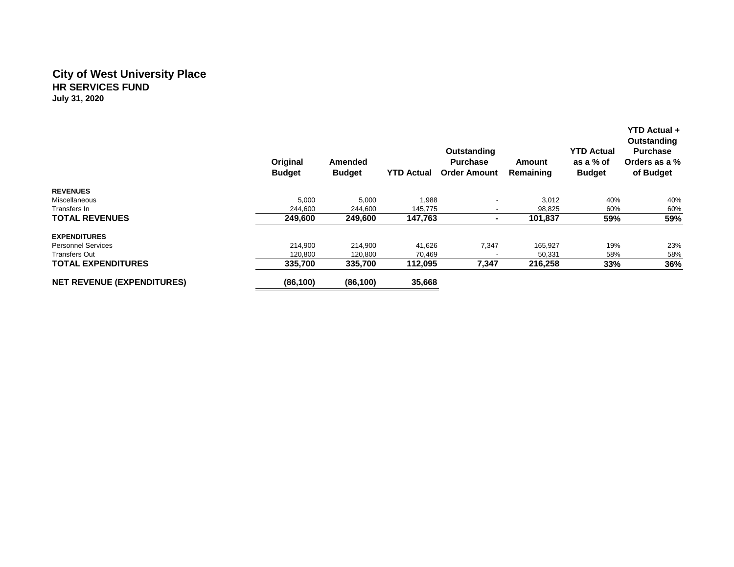# City of West University Place

## HR SERVICES FUND

**July 31, 2020**

| | Original Budget | Amended Budget | YTD Actual | Outstanding Purchase Order Amount | Amount Remaining | YTD Actual as a % of Budget | YTD Actual + Outstanding Purchase Orders as a % of Budget |
|---|---|---|---|---|---|---|---|
| **REVENUES** | | | | | | | |
| Miscellaneous | 5,000 | 5,000 | 1,988 | - | 3,012 | 40% | 40% |
| Transfers In | 244,600 | 244,600 | 145,775 | - | 98,825 | 60% | 60% |
| **TOTAL REVENUES** | **249,600** | **249,600** | **147,763** | **-** | **101,837** | **59%** | **59%** |
| **EXPENDITURES** | | | | | | | |
| Personnel Services | 214,900 | 214,900 | 41,626 | 7,347 | 165,927 | 19% | 23% |
| Transfers Out | 120,800 | 120,800 | 70,469 | - | 50,331 | 58% | 58% |
| **TOTAL EXPENDITURES** | **335,700** | **335,700** | **112,095** | **7,347** | **216,258** | **33%** | **36%** |
| **NET REVENUE (EXPENDITURES)** | **(86,100)** | **(86,100)** | **35,668** | | | | |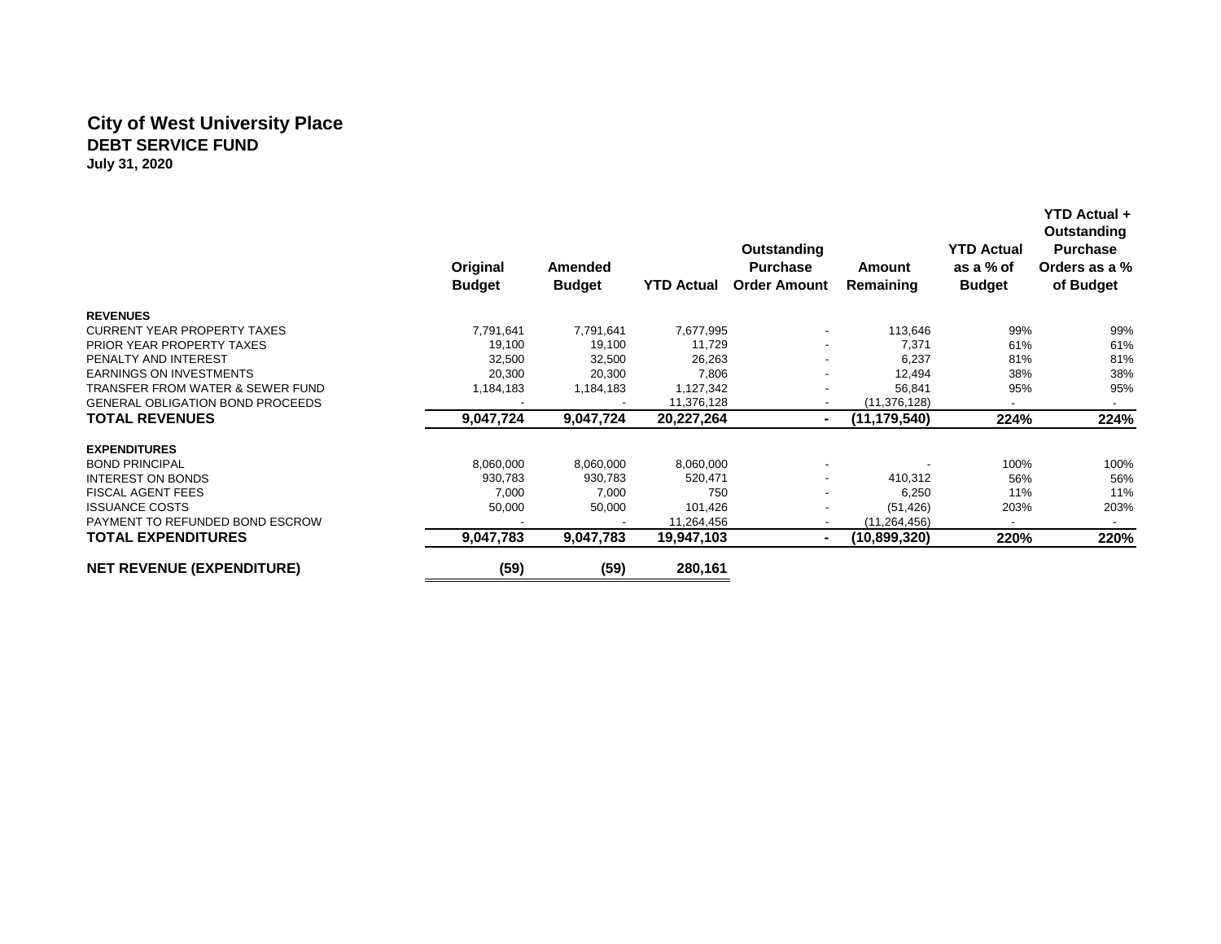# City of West University Place

## DEBT SERVICE FUND

**July 31, 2020**

| | Original Budget | Amended Budget | YTD Actual | Outstanding Purchase Order Amount | Amount Remaining | YTD Actual as a % of Budget | YTD Actual + Outstanding Purchase Orders as a % of Budget |
|---|---|---|---|---|---|---|---|
| **REVENUES** | | | | | | | |
| CURRENT YEAR PROPERTY TAXES | 7,791,641 | 7,791,641 | 7,677,995 | - | 113,646 | 99% | 99% |
| PRIOR YEAR PROPERTY TAXES | 19,100 | 19,100 | 11,729 | - | 7,371 | 61% | 61% |
| PENALTY AND INTEREST | 32,500 | 32,500 | 26,263 | - | 6,237 | 81% | 81% |
| EARNINGS ON INVESTMENTS | 20,300 | 20,300 | 7,806 | - | 12,494 | 38% | 38% |
| TRANSFER FROM WATER & SEWER FUND | 1,184,183 | 1,184,183 | 1,127,342 | - | 56,841 | 95% | 95% |
| GENERAL OBLIGATION BOND PROCEEDS | - | - | 11,376,128 | - | (11,376,128) | - | - |
| **TOTAL REVENUES** | **9,047,724** | **9,047,724** | **20,227,264** | **-** | **(11,179,540)** | **224%** | **224%** |
| **EXPENDITURES** | | | | | | | |
| BOND PRINCIPAL | 8,060,000 | 8,060,000 | 8,060,000 | - | - | 100% | 100% |
| INTEREST ON BONDS | 930,783 | 930,783 | 520,471 | - | 410,312 | 56% | 56% |
| FISCAL AGENT FEES | 7,000 | 7,000 | 750 | - | 6,250 | 11% | 11% |
| ISSUANCE COSTS | 50,000 | 50,000 | 101,426 | - | (51,426) | 203% | 203% |
| PAYMENT TO REFUNDED BOND ESCROW | - | - | 11,264,456 | - | (11,264,456) | - | - |
| **TOTAL EXPENDITURES** | **9,047,783** | **9,047,783** | **19,947,103** | **-** | **(10,899,320)** | **220%** | **220%** |
| **NET REVENUE (EXPENDITURE)** | **(59)** | **(59)** | **280,161** | | | | |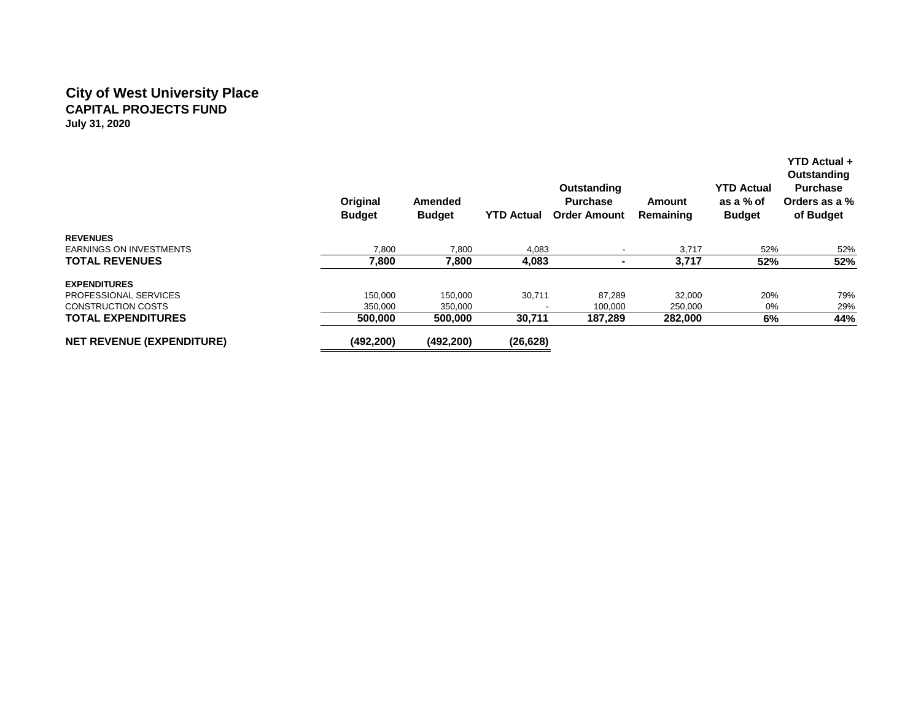# City of West University Place

## CAPITAL PROJECTS FUND

**July 31, 2020**

| | Original Budget | Amended Budget | YTD Actual | Outstanding Purchase Order Amount | Amount Remaining | YTD Actual as a % of Budget | YTD Actual + Outstanding Purchase Orders as a % of Budget |
|---|---|---|---|---|---|---|---|
| **REVENUES** | | | | | | | |
| EARNINGS ON INVESTMENTS | 7,800 | 7,800 | 4,083 | - | 3,717 | 52% | 52% |
| **TOTAL REVENUES** | **7,800** | **7,800** | **4,083** | **-** | **3,717** | **52%** | **52%** |
| **EXPENDITURES** | | | | | | | |
| PROFESSIONAL SERVICES | 150,000 | 150,000 | 30,711 | 87,289 | 32,000 | 20% | 79% |
| CONSTRUCTION COSTS | 350,000 | 350,000 | - | 100,000 | 250,000 | 0% | 29% |
| **TOTAL EXPENDITURES** | **500,000** | **500,000** | **30,711** | **187,289** | **282,000** | **6%** | **44%** |
| **NET REVENUE (EXPENDITURE)** | **(492,200)** | **(492,200)** | **(26,628)** | | | | |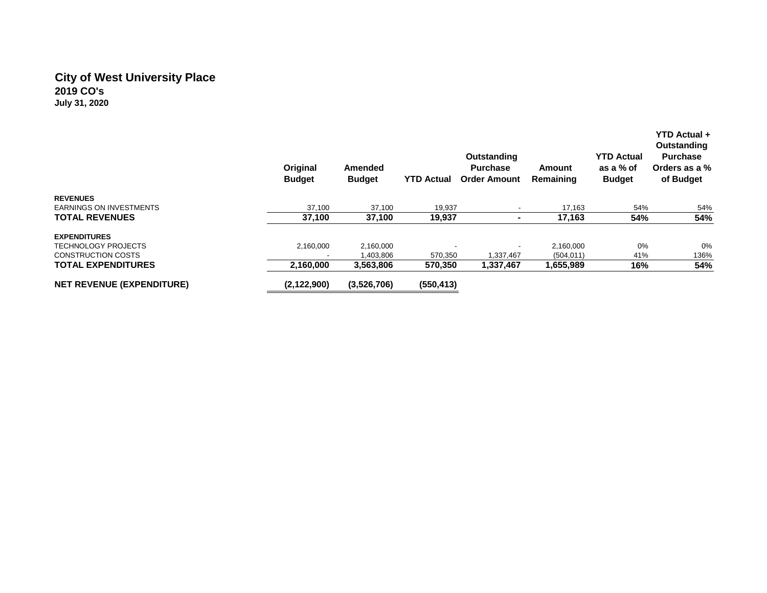# City of West University Place
## 2019 CO's
### July 31, 2020

| | Original Budget | Amended Budget | YTD Actual | Outstanding Purchase Order Amount | Amount Remaining | YTD Actual as a % of Budget | YTD Actual + Outstanding Purchase Orders as a % of Budget |
|---|---|---|---|---|---|---|---|
| **REVENUES** | | | | | | | |
| EARNINGS ON INVESTMENTS | 37,100 | 37,100 | 19,937 | - | 17,163 | 54% | 54% |
| **TOTAL REVENUES** | **37,100** | **37,100** | **19,937** | **-** | **17,163** | **54%** | **54%** |
| **EXPENDITURES** | | | | | | | |
| TECHNOLOGY PROJECTS | 2,160,000 | 2,160,000 | - | - | 2,160,000 | 0% | 0% |
| CONSTRUCTION COSTS | - | 1,403,806 | 570,350 | 1,337,467 | (504,011) | 41% | 136% |
| **TOTAL EXPENDITURES** | **2,160,000** | **3,563,806** | **570,350** | **1,337,467** | **1,655,989** | **16%** | **54%** |
| **NET REVENUE (EXPENDITURE)** | **(2,122,900)** | **(3,526,706)** | **(550,413)** | | | | |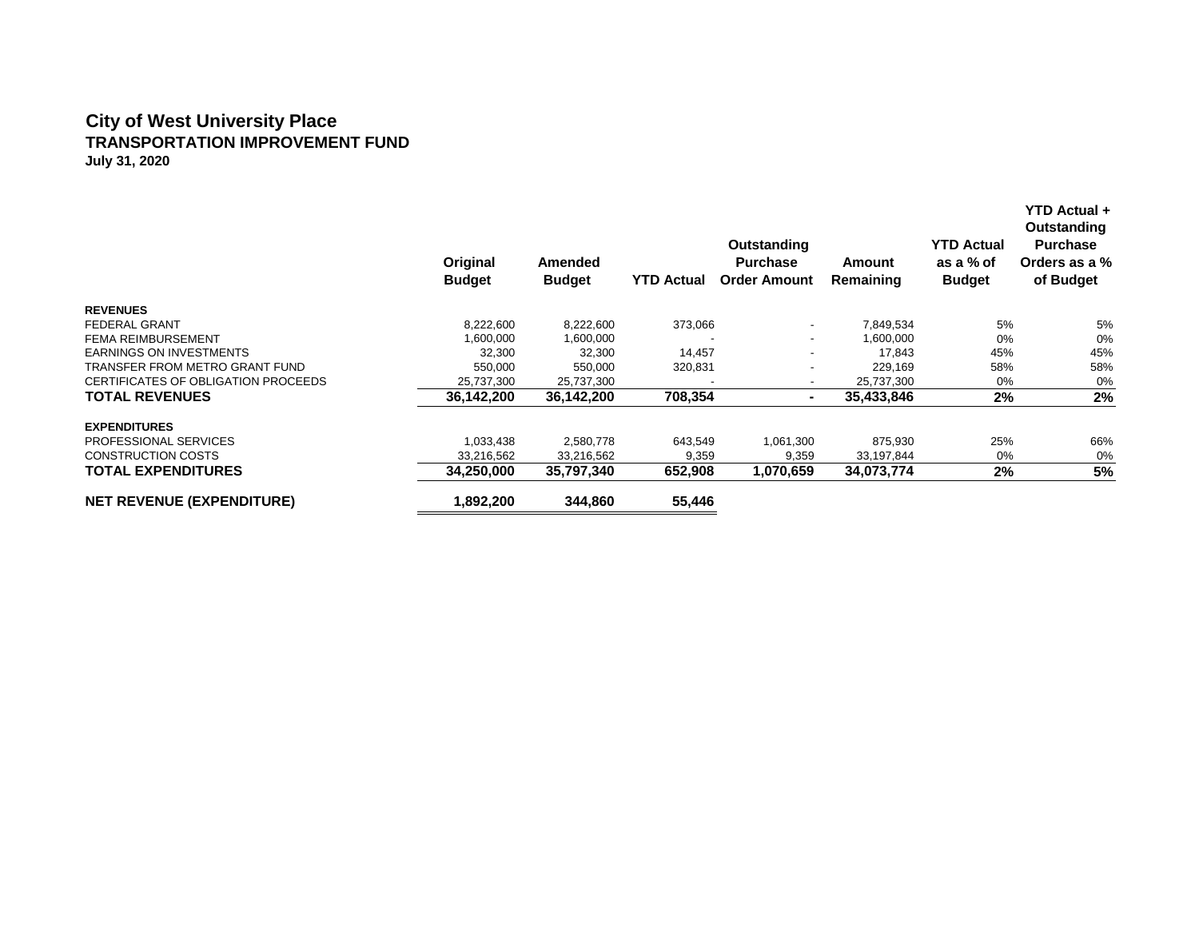# City of West University Place

## TRANSPORTATION IMPROVEMENT FUND

**July 31, 2020**

| | Original Budget | Amended Budget | YTD Actual | Outstanding Purchase Order Amount | Amount Remaining | YTD Actual as a % of Budget | YTD Actual + Outstanding Purchase Orders as a % of Budget |
|---|---|---|---|---|---|---|---|
| **REVENUES** | | | | | | | |
| FEDERAL GRANT | 8,222,600 | 8,222,600 | 373,066 | - | 7,849,534 | 5% | 5% |
| FEMA REIMBURSEMENT | 1,600,000 | 1,600,000 | - | - | 1,600,000 | 0% | 0% |
| EARNINGS ON INVESTMENTS | 32,300 | 32,300 | 14,457 | - | 17,843 | 45% | 45% |
| TRANSFER FROM METRO GRANT FUND | 550,000 | 550,000 | 320,831 | - | 229,169 | 58% | 58% |
| CERTIFICATES OF OBLIGATION PROCEEDS | 25,737,300 | 25,737,300 | - | - | 25,737,300 | 0% | 0% |
| **TOTAL REVENUES** | **36,142,200** | **36,142,200** | **708,354** | **-** | **35,433,846** | **2%** | **2%** |
| **EXPENDITURES** | | | | | | | |
| PROFESSIONAL SERVICES | 1,033,438 | 2,580,778 | 643,549 | 1,061,300 | 875,930 | 25% | 66% |
| CONSTRUCTION COSTS | 33,216,562 | 33,216,562 | 9,359 | 9,359 | 33,197,844 | 0% | 0% |
| **TOTAL EXPENDITURES** | **34,250,000** | **35,797,340** | **652,908** | **1,070,659** | **34,073,774** | **2%** | **5%** |
| **NET REVENUE (EXPENDITURE)** | **1,892,200** | **344,860** | **55,446** | | | | |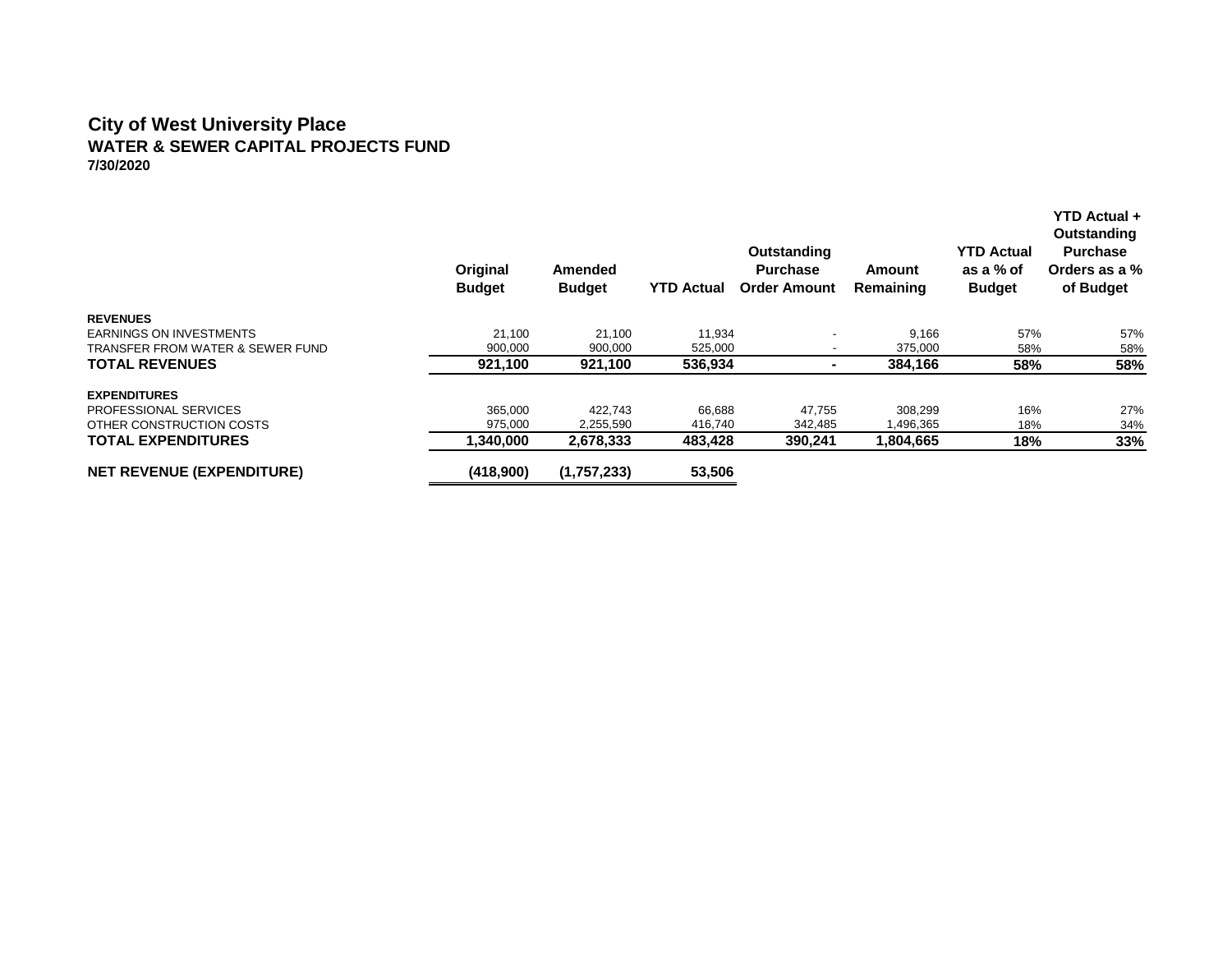# City of West University Place
## WATER & SEWER CAPITAL PROJECTS FUND
**7/30/2020**

| | Original Budget | Amended Budget | YTD Actual | Outstanding Purchase Order Amount | Amount Remaining | YTD Actual as a % of Budget | YTD Actual + Outstanding Purchase Orders as a % of Budget |
|---|---|---|---|---|---|---|---|
| **REVENUES** | | | | | | | |
| EARNINGS ON INVESTMENTS | 21,100 | 21,100 | 11,934 | - | 9,166 | 57% | 57% |
| TRANSFER FROM WATER & SEWER FUND | 900,000 | 900,000 | 525,000 | - | 375,000 | 58% | 58% |
| **TOTAL REVENUES** | **921,100** | **921,100** | **536,934** | **-** | **384,166** | **58%** | **58%** |
| **EXPENDITURES** | | | | | | | |
| PROFESSIONAL SERVICES | 365,000 | 422,743 | 66,688 | 47,755 | 308,299 | 16% | 27% |
| OTHER CONSTRUCTION COSTS | 975,000 | 2,255,590 | 416,740 | 342,485 | 1,496,365 | 18% | 34% |
| **TOTAL EXPENDITURES** | **1,340,000** | **2,678,333** | **483,428** | **390,241** | **1,804,665** | **18%** | **33%** |
| **NET REVENUE (EXPENDITURE)** | **(418,900)** | **(1,757,233)** | **53,506** | | | | |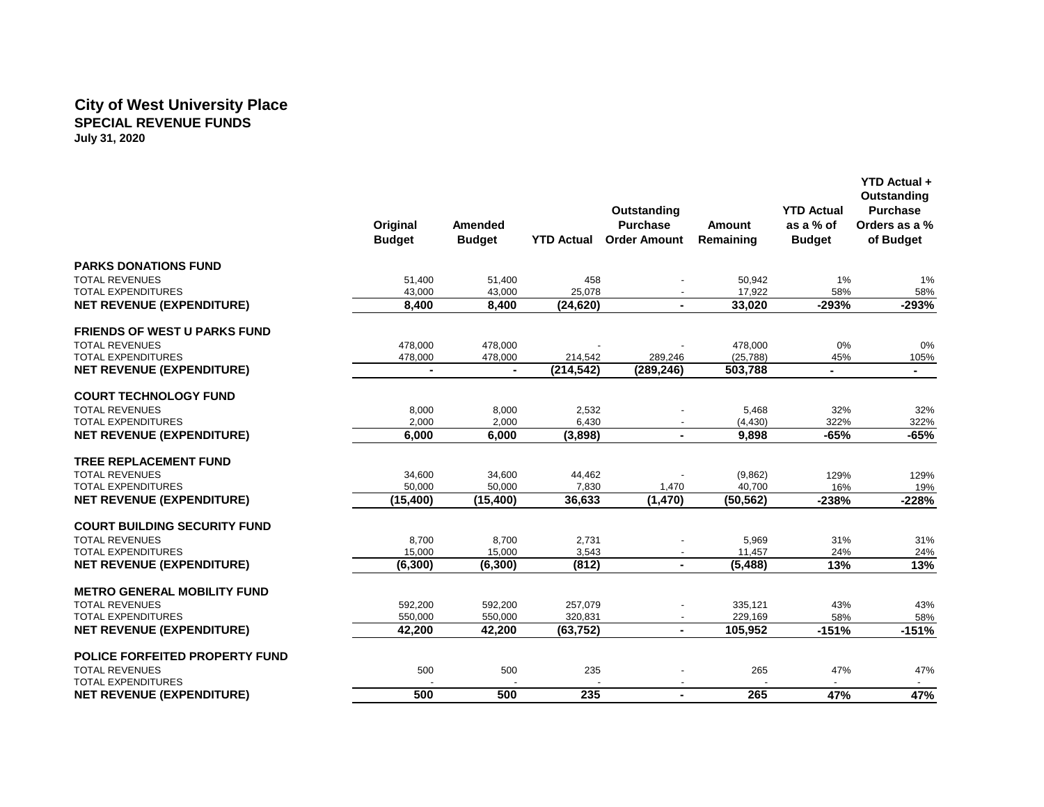# City of West University Place
## SPECIAL REVENUE FUNDS
**July 31, 2020**

| | Original Budget | Amended Budget | YTD Actual | Outstanding Purchase Order Amount | Amount Remaining | YTD Actual as a % of Budget | YTD Actual + Outstanding Purchase Orders as a % of Budget |
|---|---|---|---|---|---|---|---|
| **PARKS DONATIONS FUND** | | | | | | | |
| TOTAL REVENUES | 51,400 | 51,400 | 458 | - | 50,942 | 1% | 1% |
| TOTAL EXPENDITURES | 43,000 | 43,000 | 25,078 | - | 17,922 | 58% | 58% |
| **NET REVENUE (EXPENDITURE)** | **8,400** | **8,400** | **(24,620)** | **-** | **33,020** | **-293%** | **-293%** |
| **FRIENDS OF WEST U PARKS FUND** | | | | | | | |
| TOTAL REVENUES | 478,000 | 478,000 | - | - | 478,000 | 0% | 0% |
| TOTAL EXPENDITURES | 478,000 | 478,000 | 214,542 | 289,246 | (25,788) | 45% | 105% |
| **NET REVENUE (EXPENDITURE)** | **-** | **-** | **(214,542)** | **(289,246)** | **503,788** | **-** | **-** |
| **COURT TECHNOLOGY FUND** | | | | | | | |
| TOTAL REVENUES | 8,000 | 8,000 | 2,532 | - | 5,468 | 32% | 32% |
| TOTAL EXPENDITURES | 2,000 | 2,000 | 6,430 | - | (4,430) | 322% | 322% |
| **NET REVENUE (EXPENDITURE)** | **6,000** | **6,000** | **(3,898)** | **-** | **9,898** | **-65%** | **-65%** |
| **TREE REPLACEMENT FUND** | | | | | | | |
| TOTAL REVENUES | 34,600 | 34,600 | 44,462 | - | (9,862) | 129% | 129% |
| TOTAL EXPENDITURES | 50,000 | 50,000 | 7,830 | 1,470 | 40,700 | 16% | 19% |
| **NET REVENUE (EXPENDITURE)** | **(15,400)** | **(15,400)** | **36,633** | **(1,470)** | **(50,562)** | **-238%** | **-228%** |
| **COURT BUILDING SECURITY FUND** | | | | | | | |
| TOTAL REVENUES | 8,700 | 8,700 | 2,731 | - | 5,969 | 31% | 31% |
| TOTAL EXPENDITURES | 15,000 | 15,000 | 3,543 | - | 11,457 | 24% | 24% |
| **NET REVENUE (EXPENDITURE)** | **(6,300)** | **(6,300)** | **(812)** | **-** | **(5,488)** | **13%** | **13%** |
| **METRO GENERAL MOBILITY FUND** | | | | | | | |
| TOTAL REVENUES | 592,200 | 592,200 | 257,079 | - | 335,121 | 43% | 43% |
| TOTAL EXPENDITURES | 550,000 | 550,000 | 320,831 | - | 229,169 | 58% | 58% |
| **NET REVENUE (EXPENDITURE)** | **42,200** | **42,200** | **(63,752)** | **-** | **105,952** | **-151%** | **-151%** |
| **POLICE FORFEITED PROPERTY FUND** | | | | | | | |
| TOTAL REVENUES | 500 | 500 | 235 | - | 265 | 47% | 47% |
| TOTAL EXPENDITURES | - | - | - | - | - | - | - |
| **NET REVENUE (EXPENDITURE)** | **500** | **500** | **235** | **-** | **265** | **47%** | **47%** |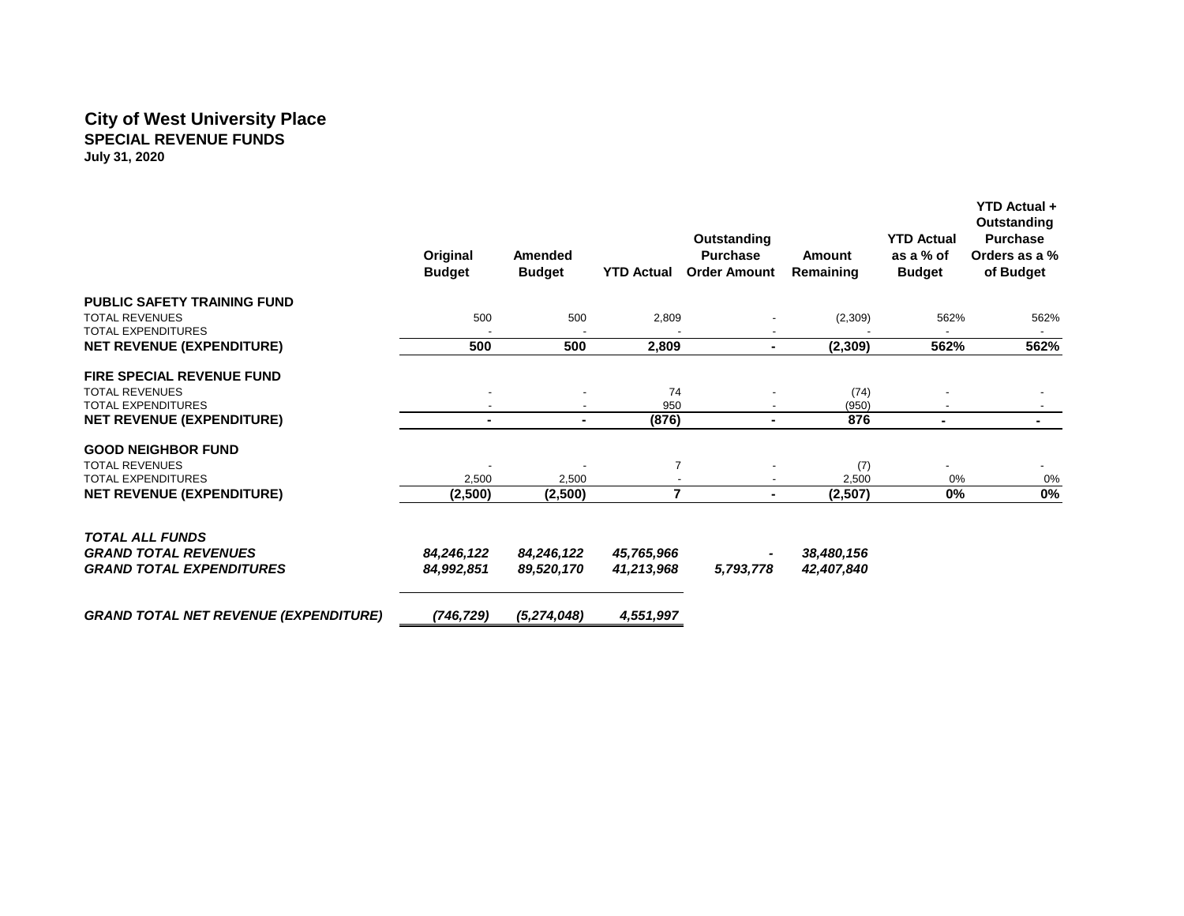# City of West University Place

## SPECIAL REVENUE FUNDS

**July 31, 2020**

| | Original Budget | Amended Budget | YTD Actual | Outstanding Purchase Order Amount | Amount Remaining | YTD Actual as a % of Budget | YTD Actual + Outstanding Purchase Orders as a % of Budget |
|---|---|---|---|---|---|---|---|
| **PUBLIC SAFETY TRAINING FUND** | | | | | | | |
| TOTAL REVENUES | 500 | 500 | 2,809 | - | (2,309) | 562% | 562% |
| TOTAL EXPENDITURES | - | - | - | - | - | - | - |
| **NET REVENUE (EXPENDITURE)** | **500** | **500** | **2,809** | **-** | **(2,309)** | **562%** | **562%** |
| **FIRE SPECIAL REVENUE FUND** | | | | | | | |
| TOTAL REVENUES | - | - | 74 | - | (74) | - | - |
| TOTAL EXPENDITURES | - | - | 950 | - | (950) | - | - |
| **NET REVENUE (EXPENDITURE)** | **-** | **-** | **(876)** | **-** | **876** | **-** | **-** |
| **GOOD NEIGHBOR FUND** | | | | | | | |
| TOTAL REVENUES | - | - | 7 | - | (7) | - | - |
| TOTAL EXPENDITURES | 2,500 | 2,500 | - | - | 2,500 | 0% | 0% |
| **NET REVENUE (EXPENDITURE)** | **(2,500)** | **(2,500)** | **7** | **-** | **(2,507)** | **0%** | **0%** |
| ***TOTAL ALL FUNDS*** | | | | | | | |
| ***GRAND TOTAL REVENUES*** | ***84,246,122*** | ***84,246,122*** | ***45,765,966*** | ***-*** | ***38,480,156*** | | |
| ***GRAND TOTAL EXPENDITURES*** | ***84,992,851*** | ***89,520,170*** | ***41,213,968*** | ***5,793,778*** | ***42,407,840*** | | |
| ***GRAND TOTAL NET REVENUE (EXPENDITURE)*** | ***(746,729)*** | ***(5,274,048)*** | ***4,551,997*** | | | | |